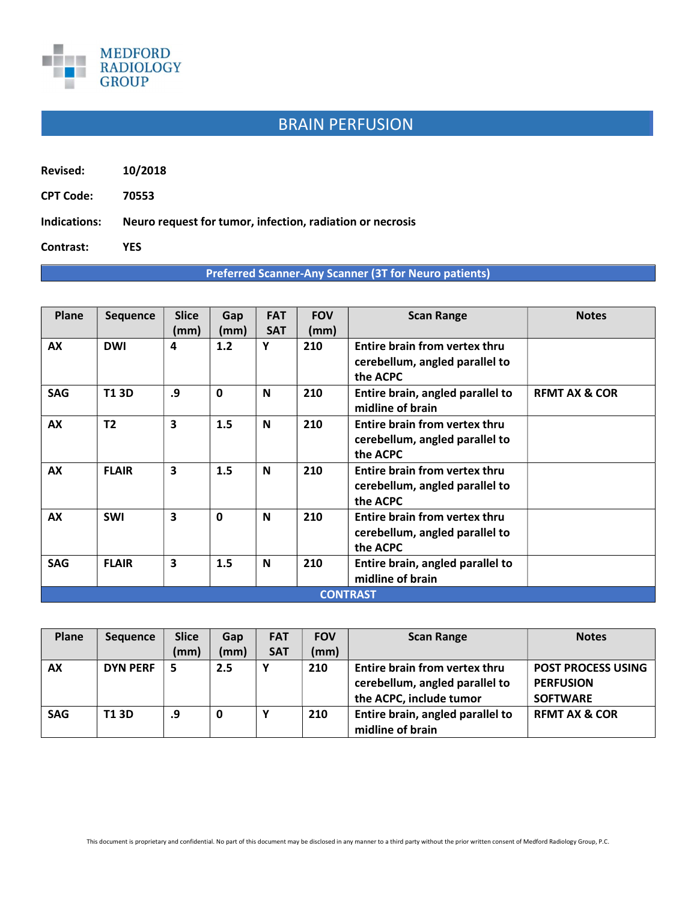MEDFORD RADIOLOGY GROUP

# BRAIN PERFUSION

**Revised:** 10/2018

**CPT Code:** 70553

**Indications:** Neuro request for tumor, infection, radiation or necrosis

**Contrast:** YES

**Preferred Scanner-Any Scanner (3T for Neuro patients)**

| Plane | Sequence | Slice (mm) | Gap (mm) | FAT SAT | FOV (mm) | Scan Range | Notes |
|---|---|---|---|---|---|---|---|
| AX | DWI | 4 | 1.2 | Y | 210 | Entire brain from vertex thru cerebellum, angled parallel to the ACPC | |
| SAG | T1 3D | .9 | 0 | N | 210 | Entire brain, angled parallel to midline of brain | RFMT AX & COR |
| AX | T2 | 3 | 1.5 | N | 210 | Entire brain from vertex thru cerebellum, angled parallel to the ACPC | |
| AX | FLAIR | 3 | 1.5 | N | 210 | Entire brain from vertex thru cerebellum, angled parallel to the ACPC | |
| AX | SWI | 3 | 0 | N | 210 | Entire brain from vertex thru cerebellum, angled parallel to the ACPC | |
| SAG | FLAIR | 3 | 1.5 | N | 210 | Entire brain, angled parallel to midline of brain | |

**CONTRAST**

| Plane | Sequence | Slice (mm) | Gap (mm) | FAT SAT | FOV (mm) | Scan Range | Notes |
|---|---|---|---|---|---|---|---|
| AX | DYN PERF | 5 | 2.5 | Y | 210 | Entire brain from vertex thru cerebellum, angled parallel to the ACPC, include tumor | POST PROCESS USING PERFUSION SOFTWARE |
| SAG | T1 3D | .9 | 0 | Y | 210 | Entire brain, angled parallel to midline of brain | RFMT AX & COR |

This document is proprietary and confidential. No part of this document may be disclosed in any manner to a third party without the prior written consent of Medford Radiology Group, P.C.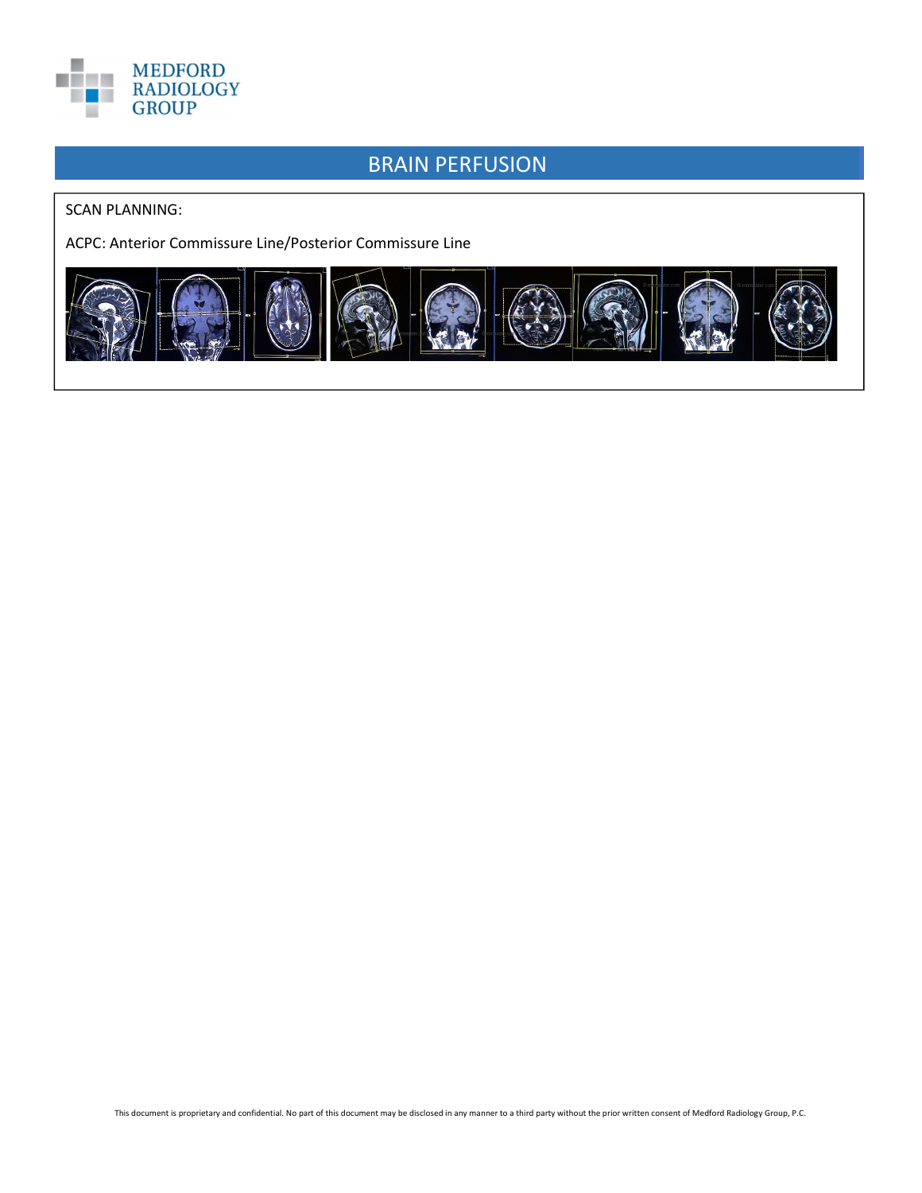# BRAIN PERFUSION

SCAN PLANNING:

ACPC: Anterior Commissure Line/Posterior Commissure Line